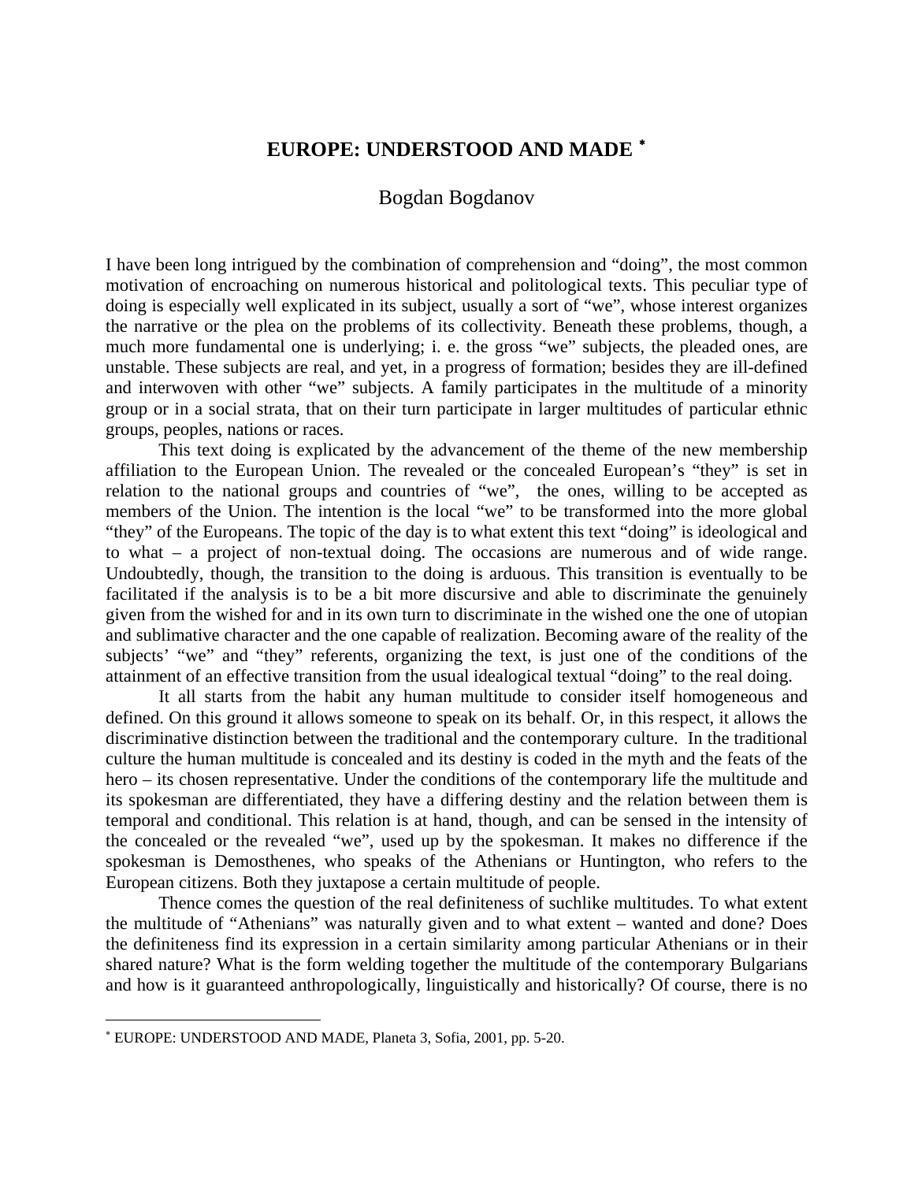# EUROPE: UNDERSTOOD AND MADE [*]

Bogdan Bogdanov

I have been long intrigued by the combination of comprehension and "doing", the most common motivation of encroaching on numerous historical and politological texts. This peculiar type of doing is especially well explicated in its subject, usually a sort of "we", whose interest organizes the narrative or the plea on the problems of its collectivity. Beneath these problems, though, a much more fundamental one is underlying; i. e. the gross "we" subjects, the pleaded ones, are unstable. These subjects are real, and yet, in a progress of formation; besides they are ill-defined and interwoven with other "we" subjects. A family participates in the multitude of a minority group or in a social strata, that on their turn participate in larger multitudes of particular ethnic groups, peoples, nations or races.

This text doing is explicated by the advancement of the theme of the new membership affiliation to the European Union. The revealed or the concealed European's "they" is set in relation to the national groups and countries of "we", the ones, willing to be accepted as members of the Union. The intention is the local "we" to be transformed into the more global "they" of the Europeans. The topic of the day is to what extent this text "doing" is ideological and to what – a project of non-textual doing. The occasions are numerous and of wide range. Undoubtedly, though, the transition to the doing is arduous. This transition is eventually to be facilitated if the analysis is to be a bit more discursive and able to discriminate the genuinely given from the wished for and in its own turn to discriminate in the wished one the one of utopian and sublimative character and the one capable of realization. Becoming aware of the reality of the subjects' "we" and "they" referents, organizing the text, is just one of the conditions of the attainment of an effective transition from the usual idealogical textual "doing" to the real doing.

It all starts from the habit any human multitude to consider itself homogeneous and defined. On this ground it allows someone to speak on its behalf. Or, in this respect, it allows the discriminative distinction between the traditional and the contemporary culture. In the traditional culture the human multitude is concealed and its destiny is coded in the myth and the feats of the hero – its chosen representative. Under the conditions of the contemporary life the multitude and its spokesman are differentiated, they have a differing destiny and the relation between them is temporal and conditional. This relation is at hand, though, and can be sensed in the intensity of the concealed or the revealed "we", used up by the spokesman. It makes no difference if the spokesman is Demosthenes, who speaks of the Athenians or Huntington, who refers to the European citizens. Both they juxtapose a certain multitude of people.

Thence comes the question of the real definiteness of suchlike multitudes. To what extent the multitude of "Athenians" was naturally given and to what extent – wanted and done? Does the definiteness find its expression in a certain similarity among particular Athenians or in their shared nature? What is the form welding together the multitude of the contemporary Bulgarians and how is it guaranteed anthropologically, linguistically and historically? Of course, there is no

---

[*] EUROPE: UNDERSTOOD AND MADE, Planeta 3, Sofia, 2001, pp. 5-20.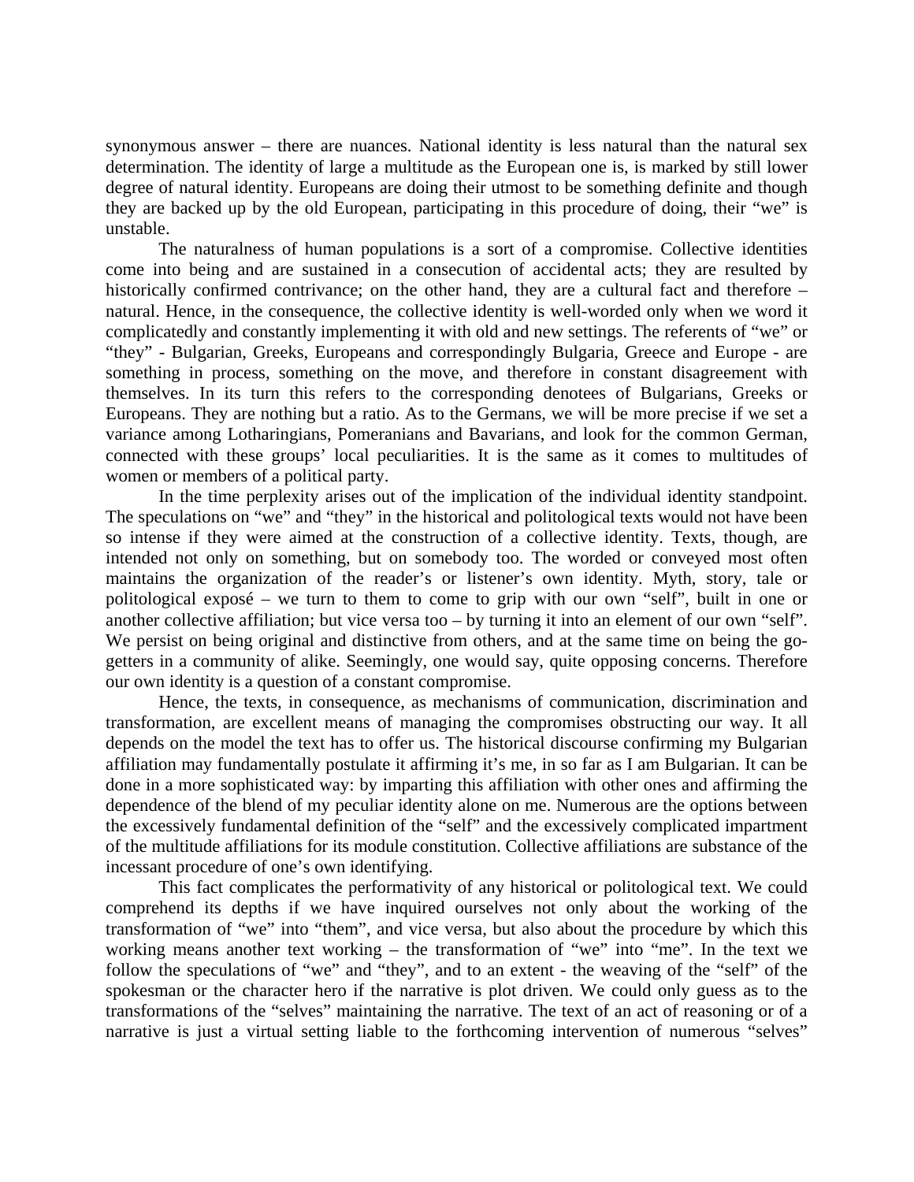synonymous answer – there are nuances. National identity is less natural than the natural sex determination. The identity of large a multitude as the European one is, is marked by still lower degree of natural identity. Europeans are doing their utmost to be something definite and though they are backed up by the old European, participating in this procedure of doing, their "we" is unstable.

The naturalness of human populations is a sort of a compromise. Collective identities come into being and are sustained in a consecution of accidental acts; they are resulted by historically confirmed contrivance; on the other hand, they are a cultural fact and therefore – natural. Hence, in the consequence, the collective identity is well-worded only when we word it complicatedly and constantly implementing it with old and new settings. The referents of "we" or "they" - Bulgarian, Greeks, Europeans and correspondingly Bulgaria, Greece and Europe - are something in process, something on the move, and therefore in constant disagreement with themselves. In its turn this refers to the corresponding denotees of Bulgarians, Greeks or Europeans. They are nothing but a ratio. As to the Germans, we will be more precise if we set a variance among Lotharingians, Pomeranians and Bavarians, and look for the common German, connected with these groups' local peculiarities. It is the same as it comes to multitudes of women or members of a political party.

In the time perplexity arises out of the implication of the individual identity standpoint. The speculations on "we" and "they" in the historical and politological texts would not have been so intense if they were aimed at the construction of a collective identity. Texts, though, are intended not only on something, but on somebody too. The worded or conveyed most often maintains the organization of the reader's or listener's own identity. Myth, story, tale or politological exposé – we turn to them to come to grip with our own "self", built in one or another collective affiliation; but vice versa too – by turning it into an element of our own "self". We persist on being original and distinctive from others, and at the same time on being the go-getters in a community of alike. Seemingly, one would say, quite opposing concerns. Therefore our own identity is a question of a constant compromise.

Hence, the texts, in consequence, as mechanisms of communication, discrimination and transformation, are excellent means of managing the compromises obstructing our way. It all depends on the model the text has to offer us. The historical discourse confirming my Bulgarian affiliation may fundamentally postulate it affirming it's me, in so far as I am Bulgarian. It can be done in a more sophisticated way: by imparting this affiliation with other ones and affirming the dependence of the blend of my peculiar identity alone on me. Numerous are the options between the excessively fundamental definition of the "self" and the excessively complicated impartment of the multitude affiliations for its module constitution. Collective affiliations are substance of the incessant procedure of one's own identifying.

This fact complicates the performativity of any historical or politological text. We could comprehend its depths if we have inquired ourselves not only about the working of the transformation of "we" into "them", and vice versa, but also about the procedure by which this working means another text working – the transformation of "we" into "me". In the text we follow the speculations of "we" and "they", and to an extent - the weaving of the "self" of the spokesman or the character hero if the narrative is plot driven. We could only guess as to the transformations of the "selves" maintaining the narrative. The text of an act of reasoning or of a narrative is just a virtual setting liable to the forthcoming intervention of numerous "selves"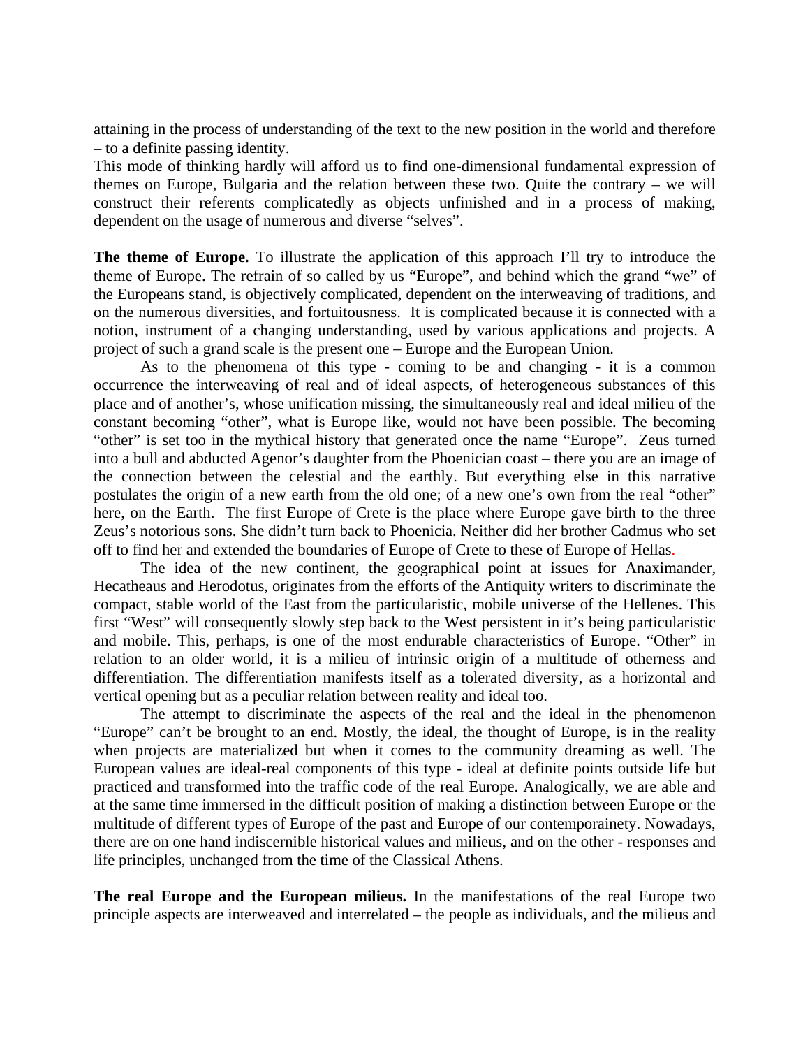attaining in the process of understanding of the text to the new position in the world and therefore – to a definite passing identity.

This mode of thinking hardly will afford us to find one-dimensional fundamental expression of themes on Europe, Bulgaria and the relation between these two. Quite the contrary – we will construct their referents complicatedly as objects unfinished and in a process of making, dependent on the usage of numerous and diverse "selves".

**The theme of Europe.** To illustrate the application of this approach I'll try to introduce the theme of Europe. The refrain of so called by us "Europe", and behind which the grand "we" of the Europeans stand, is objectively complicated, dependent on the interweaving of traditions, and on the numerous diversities, and fortuitousness. It is complicated because it is connected with a notion, instrument of a changing understanding, used by various applications and projects. A project of such a grand scale is the present one – Europe and the European Union.

As to the phenomena of this type - coming to be and changing - it is a common occurrence the interweaving of real and of ideal aspects, of heterogeneous substances of this place and of another's, whose unification missing, the simultaneously real and ideal milieu of the constant becoming "other", what is Europe like, would not have been possible. The becoming "other" is set too in the mythical history that generated once the name "Europe". Zeus turned into a bull and abducted Agenor's daughter from the Phoenician coast – there you are an image of the connection between the celestial and the earthly. But everything else in this narrative postulates the origin of a new earth from the old one; of a new one's own from the real "other" here, on the Earth. The first Europe of Crete is the place where Europe gave birth to the three Zeus's notorious sons. She didn't turn back to Phoenicia. Neither did her brother Cadmus who set off to find her and extended the boundaries of Europe of Crete to these of Europe of Hellas.

The idea of the new continent, the geographical point at issues for Anaximander, Hecatheaus and Herodotus, originates from the efforts of the Antiquity writers to discriminate the compact, stable world of the East from the particularistic, mobile universe of the Hellenes. This first "West" will consequently slowly step back to the West persistent in it's being particularistic and mobile. This, perhaps, is one of the most endurable characteristics of Europe. "Other" in relation to an older world, it is a milieu of intrinsic origin of a multitude of otherness and differentiation. The differentiation manifests itself as a tolerated diversity, as a horizontal and vertical opening but as a peculiar relation between reality and ideal too.

The attempt to discriminate the aspects of the real and the ideal in the phenomenon "Europe" can't be brought to an end. Mostly, the ideal, the thought of Europe, is in the reality when projects are materialized but when it comes to the community dreaming as well. The European values are ideal-real components of this type - ideal at definite points outside life but practiced and transformed into the traffic code of the real Europe. Analogically, we are able and at the same time immersed in the difficult position of making a distinction between Europe or the multitude of different types of Europe of the past and Europe of our contemporainety. Nowadays, there are on one hand indiscernible historical values and milieus, and on the other - responses and life principles, unchanged from the time of the Classical Athens.

**The real Europe and the European milieus.** In the manifestations of the real Europe two principle aspects are interweaved and interrelated – the people as individuals, and the milieus and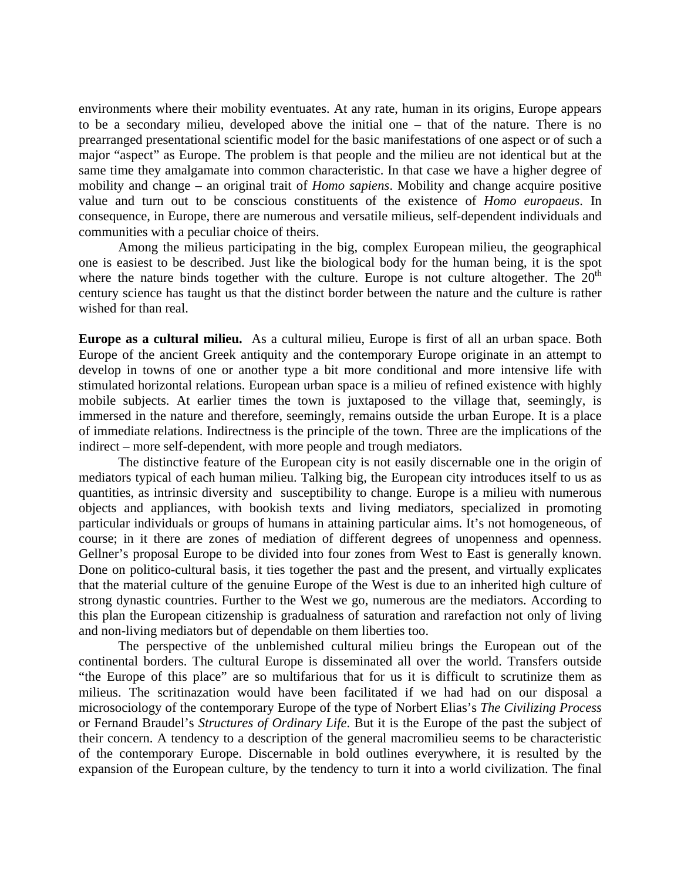environments where their mobility eventuates. At any rate, human in its origins, Europe appears to be a secondary milieu, developed above the initial one – that of the nature. There is no prearranged presentational scientific model for the basic manifestations of one aspect or of such a major "aspect" as Europe. The problem is that people and the milieu are not identical but at the same time they amalgamate into common characteristic. In that case we have a higher degree of mobility and change – an original trait of *Homo sapiens*. Mobility and change acquire positive value and turn out to be conscious constituents of the existence of *Homo europaeus*. In consequence, in Europe, there are numerous and versatile milieus, self-dependent individuals and communities with a peculiar choice of theirs.

Among the milieus participating in the big, complex European milieu, the geographical one is easiest to be described. Just like the biological body for the human being, it is the spot where the nature binds together with the culture. Europe is not culture altogether. The 20th century science has taught us that the distinct border between the nature and the culture is rather wished for than real.

**Europe as a cultural milieu.** As a cultural milieu, Europe is first of all an urban space. Both Europe of the ancient Greek antiquity and the contemporary Europe originate in an attempt to develop in towns of one or another type a bit more conditional and more intensive life with stimulated horizontal relations. European urban space is a milieu of refined existence with highly mobile subjects. At earlier times the town is juxtaposed to the village that, seemingly, is immersed in the nature and therefore, seemingly, remains outside the urban Europe. It is a place of immediate relations. Indirectness is the principle of the town. Three are the implications of the indirect – more self-dependent, with more people and trough mediators.

The distinctive feature of the European city is not easily discernable one in the origin of mediators typical of each human milieu. Talking big, the European city introduces itself to us as quantities, as intrinsic diversity and susceptibility to change. Europe is a milieu with numerous objects and appliances, with bookish texts and living mediators, specialized in promoting particular individuals or groups of humans in attaining particular aims. It's not homogeneous, of course; in it there are zones of mediation of different degrees of unopenness and openness. Gellner's proposal Europe to be divided into four zones from West to East is generally known. Done on politico-cultural basis, it ties together the past and the present, and virtually explicates that the material culture of the genuine Europe of the West is due to an inherited high culture of strong dynastic countries. Further to the West we go, numerous are the mediators. According to this plan the European citizenship is gradualness of saturation and rarefaction not only of living and non-living mediators but of dependable on them liberties too.

The perspective of the unblemished cultural milieu brings the European out of the continental borders. The cultural Europe is disseminated all over the world. Transfers outside "the Europe of this place" are so multifarious that for us it is difficult to scrutinize them as milieus. The scritinazation would have been facilitated if we had had on our disposal a microsociology of the contemporary Europe of the type of Norbert Elias's *The Civilizing Process* or Fernand Braudel's *Structures of Ordinary Life*. But it is the Europe of the past the subject of their concern. A tendency to a description of the general macromilieu seems to be characteristic of the contemporary Europe. Discernable in bold outlines everywhere, it is resulted by the expansion of the European culture, by the tendency to turn it into a world civilization. The final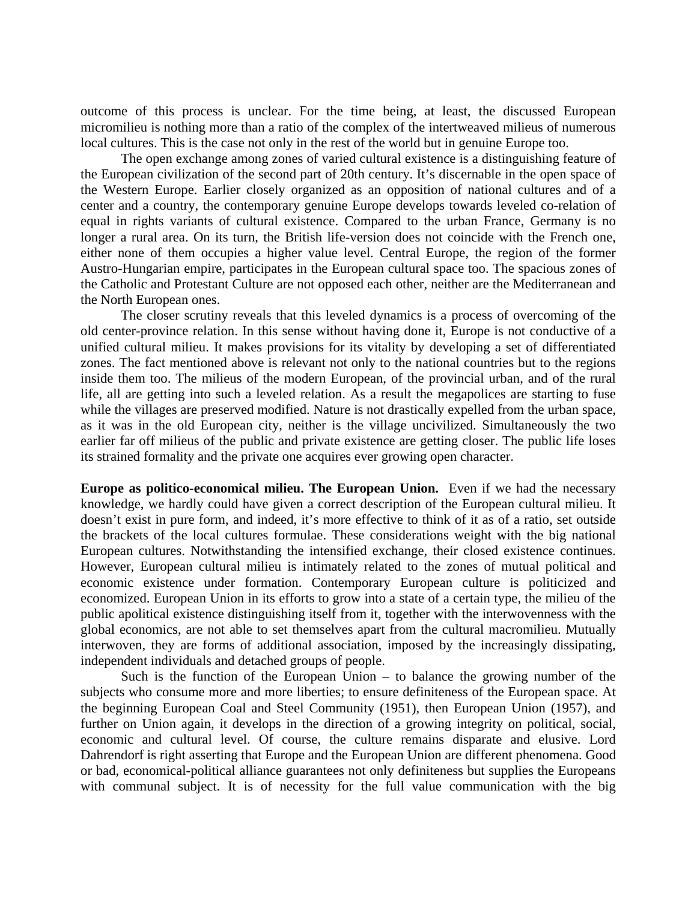outcome of this process is unclear. For the time being, at least, the discussed European micromilieu is nothing more than a ratio of the complex of the intertweaved milieus of numerous local cultures. This is the case not only in the rest of the world but in genuine Europe too.

The open exchange among zones of varied cultural existence is a distinguishing feature of the European civilization of the second part of 20th century. It's discernable in the open space of the Western Europe. Earlier closely organized as an opposition of national cultures and of a center and a country, the contemporary genuine Europe develops towards leveled co-relation of equal in rights variants of cultural existence. Compared to the urban France, Germany is no longer a rural area. On its turn, the British life-version does not coincide with the French one, either none of them occupies a higher value level. Central Europe, the region of the former Austro-Hungarian empire, participates in the European cultural space too. The spacious zones of the Catholic and Protestant Culture are not opposed each other, neither are the Mediterranean and the North European ones.

The closer scrutiny reveals that this leveled dynamics is a process of overcoming of the old center-province relation. In this sense without having done it, Europe is not conductive of a unified cultural milieu. It makes provisions for its vitality by developing a set of differentiated zones. The fact mentioned above is relevant not only to the national countries but to the regions inside them too. The milieus of the modern European, of the provincial urban, and of the rural life, all are getting into such a leveled relation. As a result the megapolices are starting to fuse while the villages are preserved modified. Nature is not drastically expelled from the urban space, as it was in the old European city, neither is the village uncivilized. Simultaneously the two earlier far off milieus of the public and private existence are getting closer. The public life loses its strained formality and the private one acquires ever growing open character.

**Europe as politico-economical milieu. The European Union.** Even if we had the necessary knowledge, we hardly could have given a correct description of the European cultural milieu. It doesn't exist in pure form, and indeed, it's more effective to think of it as of a ratio, set outside the brackets of the local cultures formulae. These considerations weight with the big national European cultures. Notwithstanding the intensified exchange, their closed existence continues. However, European cultural milieu is intimately related to the zones of mutual political and economic existence under formation. Contemporary European culture is politicized and economized. European Union in its efforts to grow into a state of a certain type, the milieu of the public apolitical existence distinguishing itself from it, together with the interwovenness with the global economics, are not able to set themselves apart from the cultural macromilieu. Mutually interwoven, they are forms of additional association, imposed by the increasingly dissipating, independent individuals and detached groups of people.

Such is the function of the European Union – to balance the growing number of the subjects who consume more and more liberties; to ensure definiteness of the European space. At the beginning European Coal and Steel Community (1951), then European Union (1957), and further on Union again, it develops in the direction of a growing integrity on political, social, economic and cultural level. Of course, the culture remains disparate and elusive. Lord Dahrendorf is right asserting that Europe and the European Union are different phenomena. Good or bad, economical-political alliance guarantees not only definiteness but supplies the Europeans with communal subject. It is of necessity for the full value communication with the big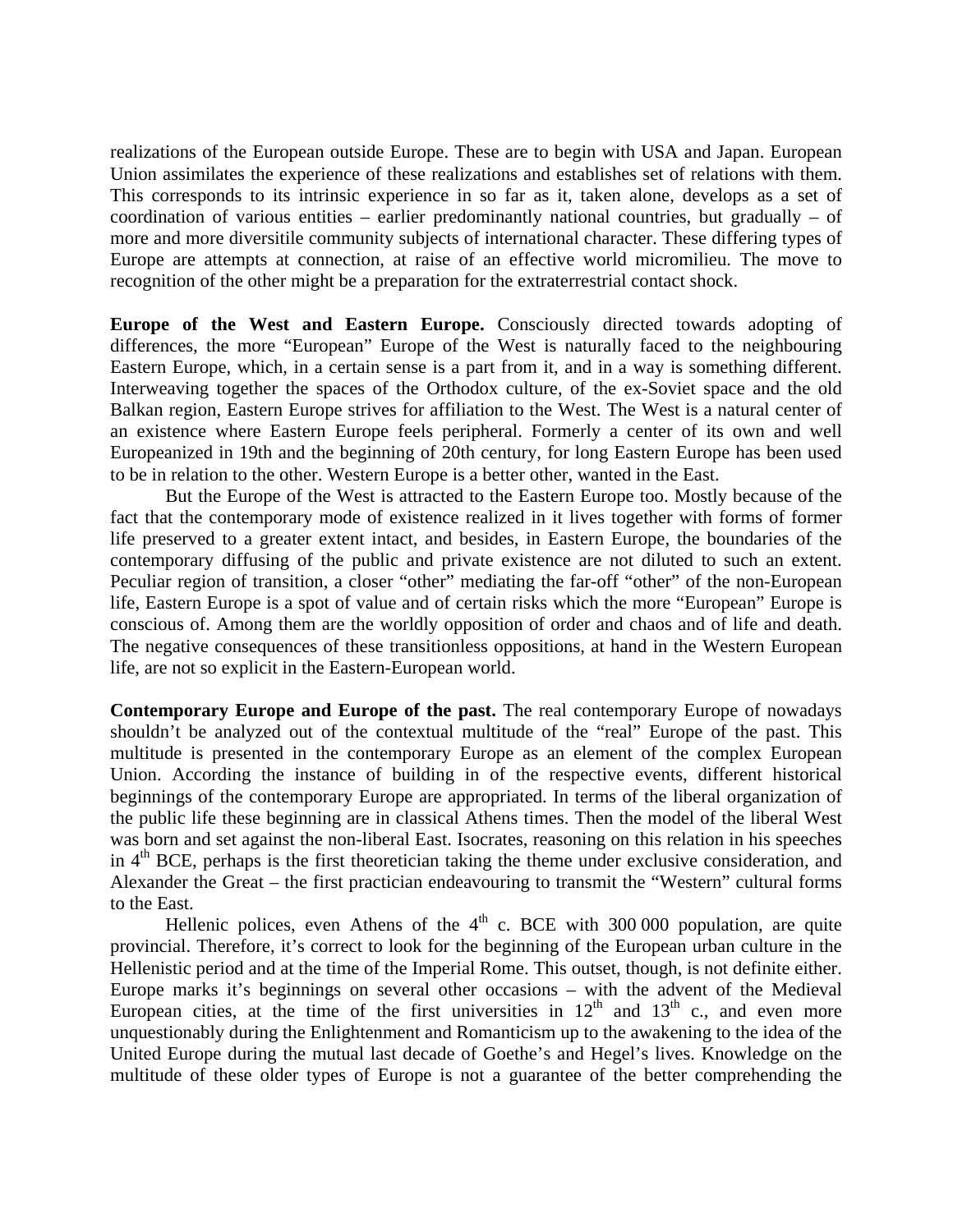realizations of the European outside Europe. These are to begin with USA and Japan. European Union assimilates the experience of these realizations and establishes set of relations with them. This corresponds to its intrinsic experience in so far as it, taken alone, develops as a set of coordination of various entities – earlier predominantly national countries, but gradually – of more and more diversitile community subjects of international character. These differing types of Europe are attempts at connection, at raise of an effective world micromilieu. The move to recognition of the other might be a preparation for the extraterrestrial contact shock.

**Europe of the West and Eastern Europe.** Consciously directed towards adopting of differences, the more "European" Europe of the West is naturally faced to the neighbouring Eastern Europe, which, in a certain sense is a part from it, and in a way is something different. Interweaving together the spaces of the Orthodox culture, of the ex-Soviet space and the old Balkan region, Eastern Europe strives for affiliation to the West. The West is a natural center of an existence where Eastern Europe feels peripheral. Formerly a center of its own and well Europeanized in 19th and the beginning of 20th century, for long Eastern Europe has been used to be in relation to the other. Western Europe is a better other, wanted in the East.

But the Europe of the West is attracted to the Eastern Europe too. Mostly because of the fact that the contemporary mode of existence realized in it lives together with forms of former life preserved to a greater extent intact, and besides, in Eastern Europe, the boundaries of the contemporary diffusing of the public and private existence are not diluted to such an extent. Peculiar region of transition, a closer "other" mediating the far-off "other" of the non-European life, Eastern Europe is a spot of value and of certain risks which the more "European" Europe is conscious of. Among them are the worldly opposition of order and chaos and of life and death. The negative consequences of these transitionless oppositions, at hand in the Western European life, are not so explicit in the Eastern-European world.

**Contemporary Europe and Europe of the past.** The real contemporary Europe of nowadays shouldn't be analyzed out of the contextual multitude of the "real" Europe of the past. This multitude is presented in the contemporary Europe as an element of the complex European Union. According the instance of building in of the respective events, different historical beginnings of the contemporary Europe are appropriated. In terms of the liberal organization of the public life these beginning are in classical Athens times. Then the model of the liberal West was born and set against the non-liberal East. Isocrates, reasoning on this relation in his speeches in 4th BCE, perhaps is the first theoretician taking the theme under exclusive consideration, and Alexander the Great – the first practician endeavouring to transmit the "Western" cultural forms to the East.

Hellenic polices, even Athens of the 4th c. BCE with 300 000 population, are quite provincial. Therefore, it's correct to look for the beginning of the European urban culture in the Hellenistic period and at the time of the Imperial Rome. This outset, though, is not definite either. Europe marks it's beginnings on several other occasions – with the advent of the Medieval European cities, at the time of the first universities in 12th and 13th c., and even more unquestionably during the Enlightenment and Romanticism up to the awakening to the idea of the United Europe during the mutual last decade of Goethe's and Hegel's lives. Knowledge on the multitude of these older types of Europe is not a guarantee of the better comprehending the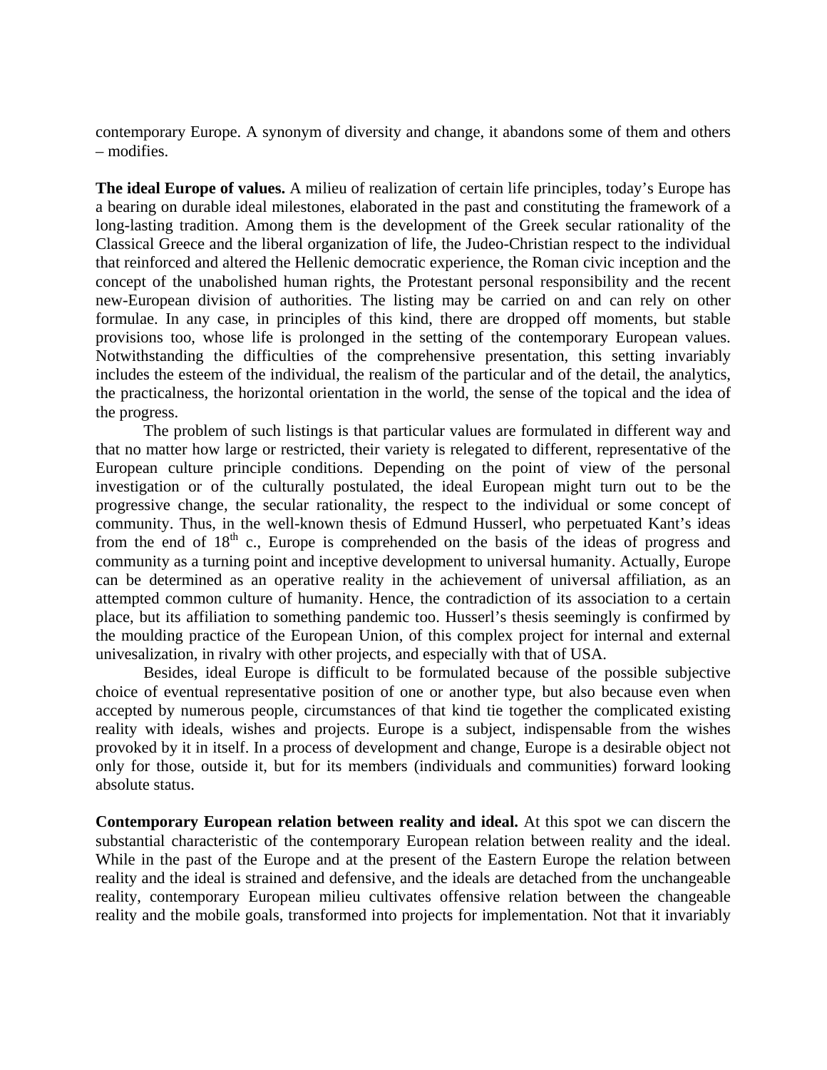contemporary Europe. A synonym of diversity and change, it abandons some of them and others – modifies.

**The ideal Europe of values.** A milieu of realization of certain life principles, today's Europe has a bearing on durable ideal milestones, elaborated in the past and constituting the framework of a long-lasting tradition. Among them is the development of the Greek secular rationality of the Classical Greece and the liberal organization of life, the Judeo-Christian respect to the individual that reinforced and altered the Hellenic democratic experience, the Roman civic inception and the concept of the unabolished human rights, the Protestant personal responsibility and the recent new-European division of authorities. The listing may be carried on and can rely on other formulae. In any case, in principles of this kind, there are dropped off moments, but stable provisions too, whose life is prolonged in the setting of the contemporary European values. Notwithstanding the difficulties of the comprehensive presentation, this setting invariably includes the esteem of the individual, the realism of the particular and of the detail, the analytics, the practicalness, the horizontal orientation in the world, the sense of the topical and the idea of the progress.

The problem of such listings is that particular values are formulated in different way and that no matter how large or restricted, their variety is relegated to different, representative of the European culture principle conditions. Depending on the point of view of the personal investigation or of the culturally postulated, the ideal European might turn out to be the progressive change, the secular rationality, the respect to the individual or some concept of community. Thus, in the well-known thesis of Edmund Husserl, who perpetuated Kant's ideas from the end of 18th c., Europe is comprehended on the basis of the ideas of progress and community as a turning point and inceptive development to universal humanity. Actually, Europe can be determined as an operative reality in the achievement of universal affiliation, as an attempted common culture of humanity. Hence, the contradiction of its association to a certain place, but its affiliation to something pandemic too. Husserl's thesis seemingly is confirmed by the moulding practice of the European Union, of this complex project for internal and external univesalization, in rivalry with other projects, and especially with that of USA.

Besides, ideal Europe is difficult to be formulated because of the possible subjective choice of eventual representative position of one or another type, but also because even when accepted by numerous people, circumstances of that kind tie together the complicated existing reality with ideals, wishes and projects. Europe is a subject, indispensable from the wishes provoked by it in itself. In a process of development and change, Europe is a desirable object not only for those, outside it, but for its members (individuals and communities) forward looking absolute status.

**Contemporary European relation between reality and ideal.** At this spot we can discern the substantial characteristic of the contemporary European relation between reality and the ideal. While in the past of the Europe and at the present of the Eastern Europe the relation between reality and the ideal is strained and defensive, and the ideals are detached from the unchangeable reality, contemporary European milieu cultivates offensive relation between the changeable reality and the mobile goals, transformed into projects for implementation. Not that it invariably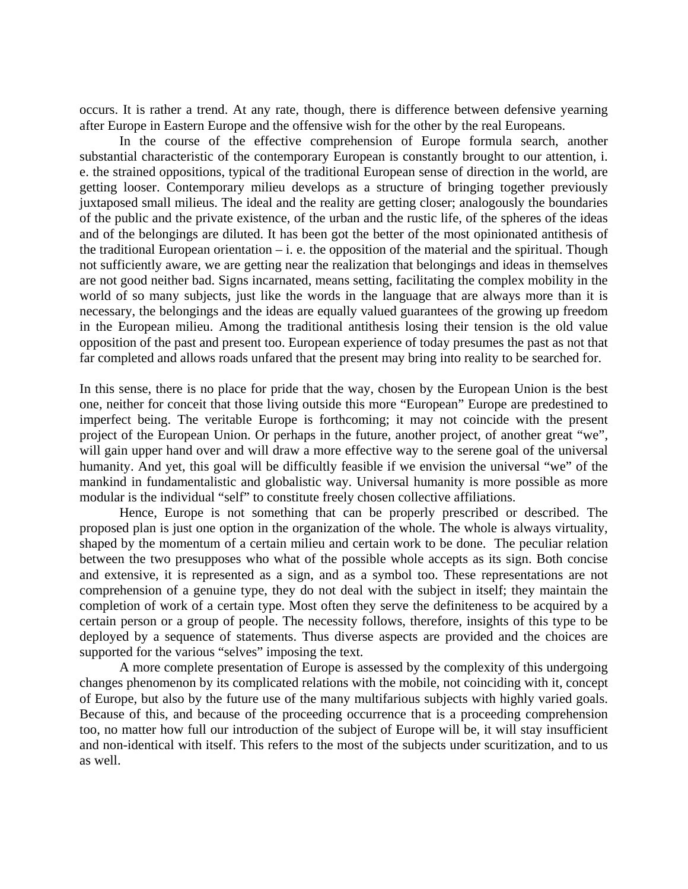occurs. It is rather a trend. At any rate, though, there is difference between defensive yearning after Europe in Eastern Europe and the offensive wish for the other by the real Europeans.

In the course of the effective comprehension of Europe formula search, another substantial characteristic of the contemporary European is constantly brought to our attention, i. e. the strained oppositions, typical of the traditional European sense of direction in the world, are getting looser. Contemporary milieu develops as a structure of bringing together previously juxtaposed small milieus. The ideal and the reality are getting closer; analogously the boundaries of the public and the private existence, of the urban and the rustic life, of the spheres of the ideas and of the belongings are diluted. It has been got the better of the most opinionated antithesis of the traditional European orientation – i. e. the opposition of the material and the spiritual. Though not sufficiently aware, we are getting near the realization that belongings and ideas in themselves are not good neither bad. Signs incarnated, means setting, facilitating the complex mobility in the world of so many subjects, just like the words in the language that are always more than it is necessary, the belongings and the ideas are equally valued guarantees of the growing up freedom in the European milieu. Among the traditional antithesis losing their tension is the old value opposition of the past and present too. European experience of today presumes the past as not that far completed and allows roads unfared that the present may bring into reality to be searched for.

In this sense, there is no place for pride that the way, chosen by the European Union is the best one, neither for conceit that those living outside this more "European" Europe are predestined to imperfect being. The veritable Europe is forthcoming; it may not coincide with the present project of the European Union. Or perhaps in the future, another project, of another great "we", will gain upper hand over and will draw a more effective way to the serene goal of the universal humanity. And yet, this goal will be difficultly feasible if we envision the universal "we" of the mankind in fundamentalistic and globalistic way. Universal humanity is more possible as more modular is the individual "self" to constitute freely chosen collective affiliations.

Hence, Europe is not something that can be properly prescribed or described. The proposed plan is just one option in the organization of the whole. The whole is always virtuality, shaped by the momentum of a certain milieu and certain work to be done. The peculiar relation between the two presupposes who what of the possible whole accepts as its sign. Both concise and extensive, it is represented as a sign, and as a symbol too. These representations are not comprehension of a genuine type, they do not deal with the subject in itself; they maintain the completion of work of a certain type. Most often they serve the definiteness to be acquired by a certain person or a group of people. The necessity follows, therefore, insights of this type to be deployed by a sequence of statements. Thus diverse aspects are provided and the choices are supported for the various "selves" imposing the text.

A more complete presentation of Europe is assessed by the complexity of this undergoing changes phenomenon by its complicated relations with the mobile, not coinciding with it, concept of Europe, but also by the future use of the many multifarious subjects with highly varied goals. Because of this, and because of the proceeding occurrence that is a proceeding comprehension too, no matter how full our introduction of the subject of Europe will be, it will stay insufficient and non-identical with itself. This refers to the most of the subjects under scuritization, and to us as well.